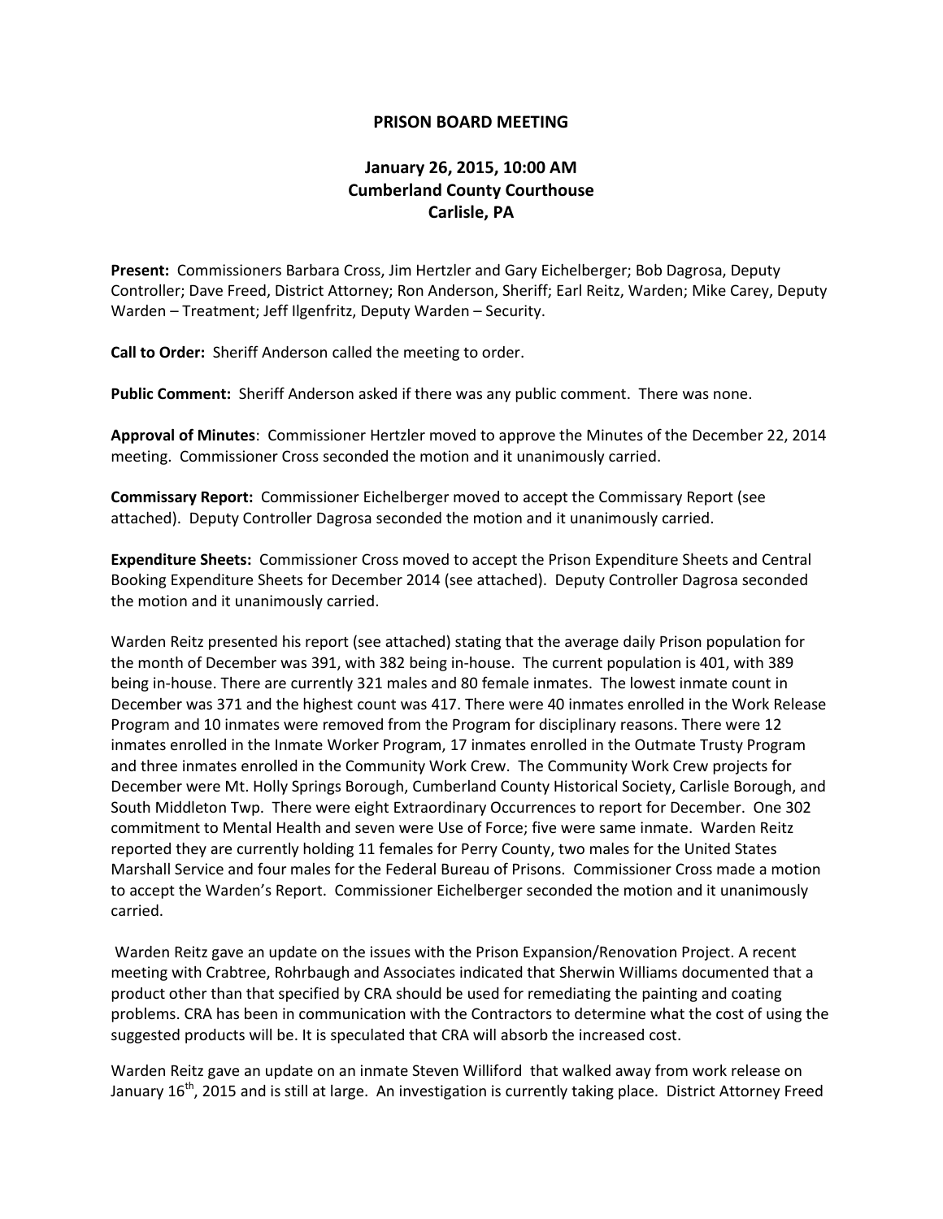**PRISON BOARD MEETING**

**January 26, 2015, 10:00 AM**
**Cumberland County Courthouse**
**Carlisle, PA**

**Present:** Commissioners Barbara Cross, Jim Hertzler and Gary Eichelberger; Bob Dagrosa, Deputy Controller; Dave Freed, District Attorney; Ron Anderson, Sheriff; Earl Reitz, Warden; Mike Carey, Deputy Warden – Treatment; Jeff Ilgenfritz, Deputy Warden – Security.

**Call to Order:** Sheriff Anderson called the meeting to order.

**Public Comment:** Sheriff Anderson asked if there was any public comment. There was none.

**Approval of Minutes**: Commissioner Hertzler moved to approve the Minutes of the December 22, 2014 meeting. Commissioner Cross seconded the motion and it unanimously carried.

**Commissary Report:** Commissioner Eichelberger moved to accept the Commissary Report (see attached). Deputy Controller Dagrosa seconded the motion and it unanimously carried.

**Expenditure Sheets:** Commissioner Cross moved to accept the Prison Expenditure Sheets and Central Booking Expenditure Sheets for December 2014 (see attached). Deputy Controller Dagrosa seconded the motion and it unanimously carried.

Warden Reitz presented his report (see attached) stating that the average daily Prison population for the month of December was 391, with 382 being in-house. The current population is 401, with 389 being in-house. There are currently 321 males and 80 female inmates. The lowest inmate count in December was 371 and the highest count was 417. There were 40 inmates enrolled in the Work Release Program and 10 inmates were removed from the Program for disciplinary reasons. There were 12 inmates enrolled in the Inmate Worker Program, 17 inmates enrolled in the Outmate Trusty Program and three inmates enrolled in the Community Work Crew. The Community Work Crew projects for December were Mt. Holly Springs Borough, Cumberland County Historical Society, Carlisle Borough, and South Middleton Twp. There were eight Extraordinary Occurrences to report for December. One 302 commitment to Mental Health and seven were Use of Force; five were same inmate. Warden Reitz reported they are currently holding 11 females for Perry County, two males for the United States Marshall Service and four males for the Federal Bureau of Prisons. Commissioner Cross made a motion to accept the Warden's Report. Commissioner Eichelberger seconded the motion and it unanimously carried.

Warden Reitz gave an update on the issues with the Prison Expansion/Renovation Project. A recent meeting with Crabtree, Rohrbaugh and Associates indicated that Sherwin Williams documented that a product other than that specified by CRA should be used for remediating the painting and coating problems. CRA has been in communication with the Contractors to determine what the cost of using the suggested products will be. It is speculated that CRA will absorb the increased cost.

Warden Reitz gave an update on an inmate Steven Williford that walked away from work release on January 16th, 2015 and is still at large. An investigation is currently taking place. District Attorney Freed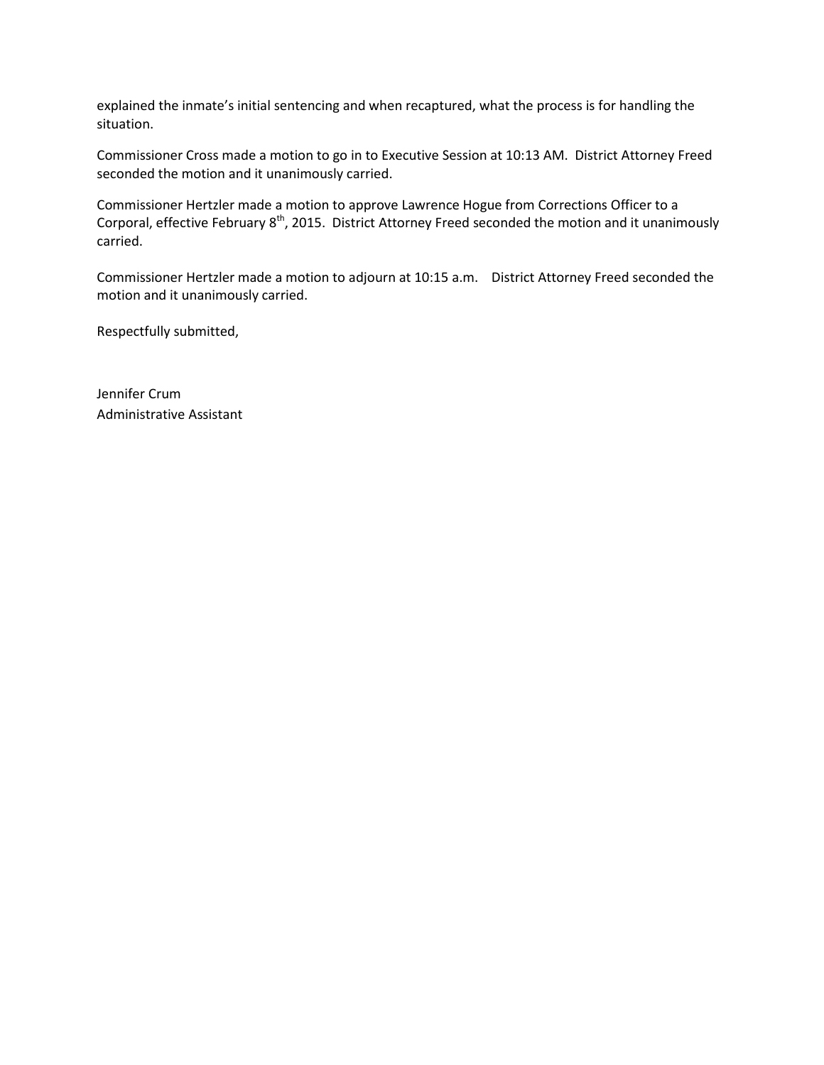explained the inmate's initial sentencing and when recaptured, what the process is for handling the situation.

Commissioner Cross made a motion to go in to Executive Session at 10:13 AM. District Attorney Freed seconded the motion and it unanimously carried.

Commissioner Hertzler made a motion to approve Lawrence Hogue from Corrections Officer to a Corporal, effective February 8th, 2015. District Attorney Freed seconded the motion and it unanimously carried.

Commissioner Hertzler made a motion to adjourn at 10:15 a.m. District Attorney Freed seconded the motion and it unanimously carried.

Respectfully submitted,

Jennifer Crum
Administrative Assistant